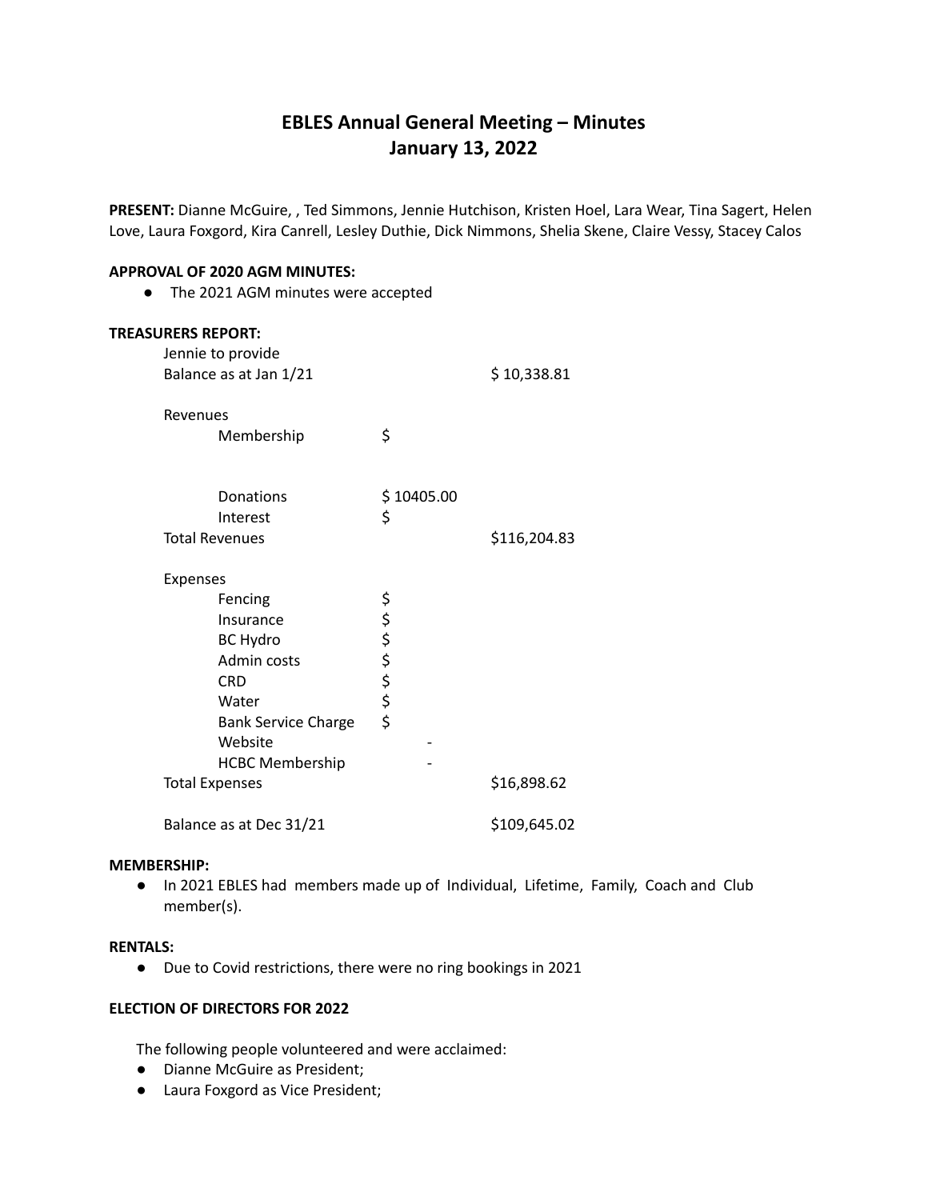# EBLES Annual General Meeting – Minutes
# January 13, 2022

**PRESENT:** Dianne McGuire, , Ted Simmons, Jennie Hutchison, Kristen Hoel, Lara Wear, Tina Sagert, Helen Love, Laura Foxgord, Kira Canrell, Lesley Duthie, Dick Nimmons, Shelia Skene, Claire Vessy, Stacey Calos

**APPROVAL OF 2020 AGM MINUTES:**

- The 2021 AGM minutes were accepted

**TREASURERS REPORT:**

Jennie to provide

| | | |
|---|---|---|
| Balance as at Jan 1/21 | | $ 10,338.81 |
| Revenues | | |
| Membership | $ | |
| Donations | $ 10405.00 | |
| Interest | $ | |
| Total Revenues | | $116,204.83 |
| Expenses | | |
| Fencing | $ | |
| Insurance | $ | |
| BC Hydro | $ | |
| Admin costs | $ | |
| CRD | $ | |
| Water | $ | |
| Bank Service Charge | $ | |
| Website | - | |
| HCBC Membership | - | |
| Total Expenses | | $16,898.62 |
| Balance as at Dec 31/21 | | $109,645.02 |

**MEMBERSHIP:**

- In 2021 EBLES had members made up of Individual, Lifetime, Family, Coach and Club member(s).

**RENTALS:**

- Due to Covid restrictions, there were no ring bookings in 2021

**ELECTION OF DIRECTORS FOR 2022**

The following people volunteered and were acclaimed:

- Dianne McGuire as President;
- Laura Foxgord as Vice President;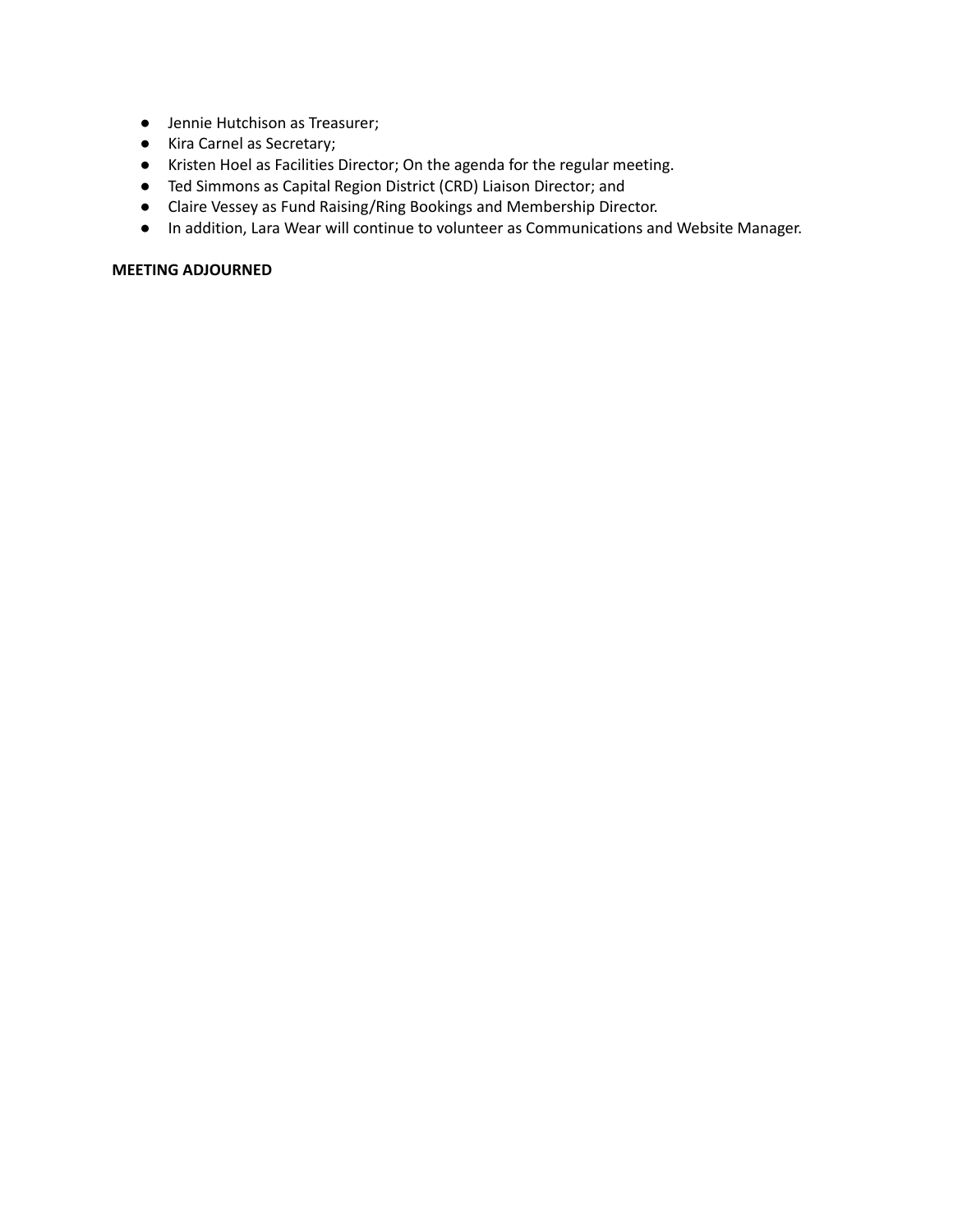- Jennie Hutchison as Treasurer;
- Kira Carnel as Secretary;
- Kristen Hoel as Facilities Director; On the agenda for the regular meeting.
- Ted Simmons as Capital Region District (CRD) Liaison Director; and
- Claire Vessey as Fund Raising/Ring Bookings and Membership Director.
- In addition, Lara Wear will continue to volunteer as Communications and Website Manager.

**MEETING ADJOURNED**